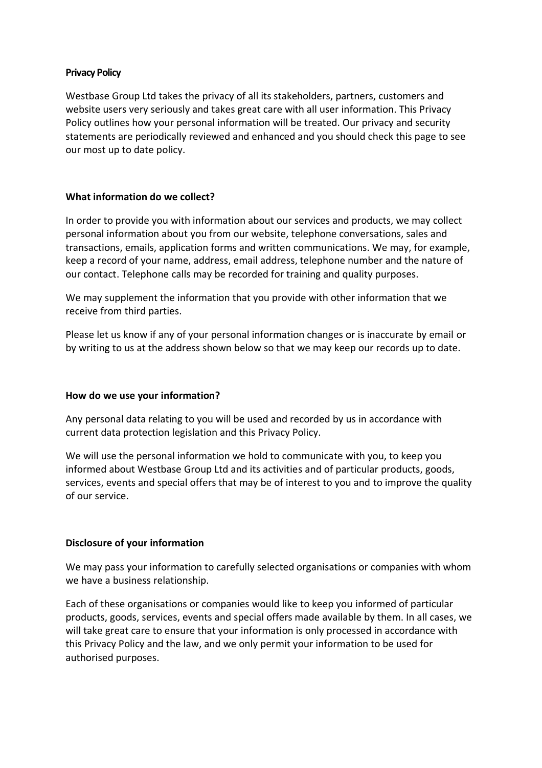# Privacy Policy

Westbase Group Ltd takes the privacy of all its stakeholders, partners, customers and website users very seriously and takes great care with all user information. This Privacy Policy outlines how your personal information will be treated. Our privacy and security statements are periodically reviewed and enhanced and you should check this page to see our most up to date policy.

## What information do we collect?

In order to provide you with information about our services and products, we may collect personal information about you from our website, telephone conversations, sales and transactions, emails, application forms and written communications. We may, for example, keep a record of your name, address, email address, telephone number and the nature of our contact. Telephone calls may be recorded for training and quality purposes.

We may supplement the information that you provide with other information that we receive from third parties.

Please let us know if any of your personal information changes or is inaccurate by email or by writing to us at the address shown below so that we may keep our records up to date.

## How do we use your information?

Any personal data relating to you will be used and recorded by us in accordance with current data protection legislation and this Privacy Policy.

We will use the personal information we hold to communicate with you, to keep you informed about Westbase Group Ltd and its activities and of particular products, goods, services, events and special offers that may be of interest to you and to improve the quality of our service.

## Disclosure of your information

We may pass your information to carefully selected organisations or companies with whom we have a business relationship.

Each of these organisations or companies would like to keep you informed of particular products, goods, services, events and special offers made available by them. In all cases, we will take great care to ensure that your information is only processed in accordance with this Privacy Policy and the law, and we only permit your information to be used for authorised purposes.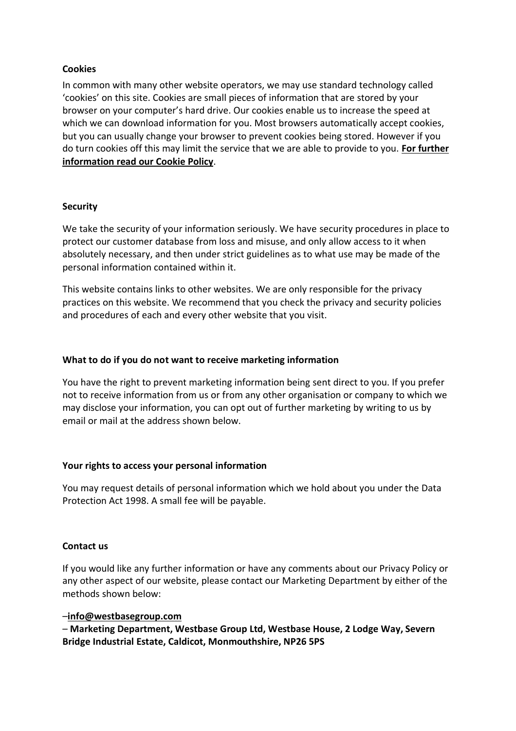**Cookies**

In common with many other website operators, we may use standard technology called 'cookies' on this site. Cookies are small pieces of information that are stored by your browser on your computer's hard drive. Our cookies enable us to increase the speed at which we can download information for you. Most browsers automatically accept cookies, but you can usually change your browser to prevent cookies being stored. However if you do turn cookies off this may limit the service that we are able to provide to you. **For further information read our Cookie Policy**.

**Security**

We take the security of your information seriously. We have security procedures in place to protect our customer database from loss and misuse, and only allow access to it when absolutely necessary, and then under strict guidelines as to what use may be made of the personal information contained within it.

This website contains links to other websites. We are only responsible for the privacy practices on this website. We recommend that you check the privacy and security policies and procedures of each and every other website that you visit.

**What to do if you do not want to receive marketing information**

You have the right to prevent marketing information being sent direct to you. If you prefer not to receive information from us or from any other organisation or company to which we may disclose your information, you can opt out of further marketing by writing to us by email or mail at the address shown below.

**Your rights to access your personal information**

You may request details of personal information which we hold about you under the Data Protection Act 1998. A small fee will be payable.

**Contact us**

If you would like any further information or have any comments about our Privacy Policy or any other aspect of our website, please contact our Marketing Department by either of the methods shown below:

–**info@westbasegroup.com**
– **Marketing Department, Westbase Group Ltd, Westbase House, 2 Lodge Way, Severn Bridge Industrial Estate, Caldicot, Monmouthshire, NP26 5PS**